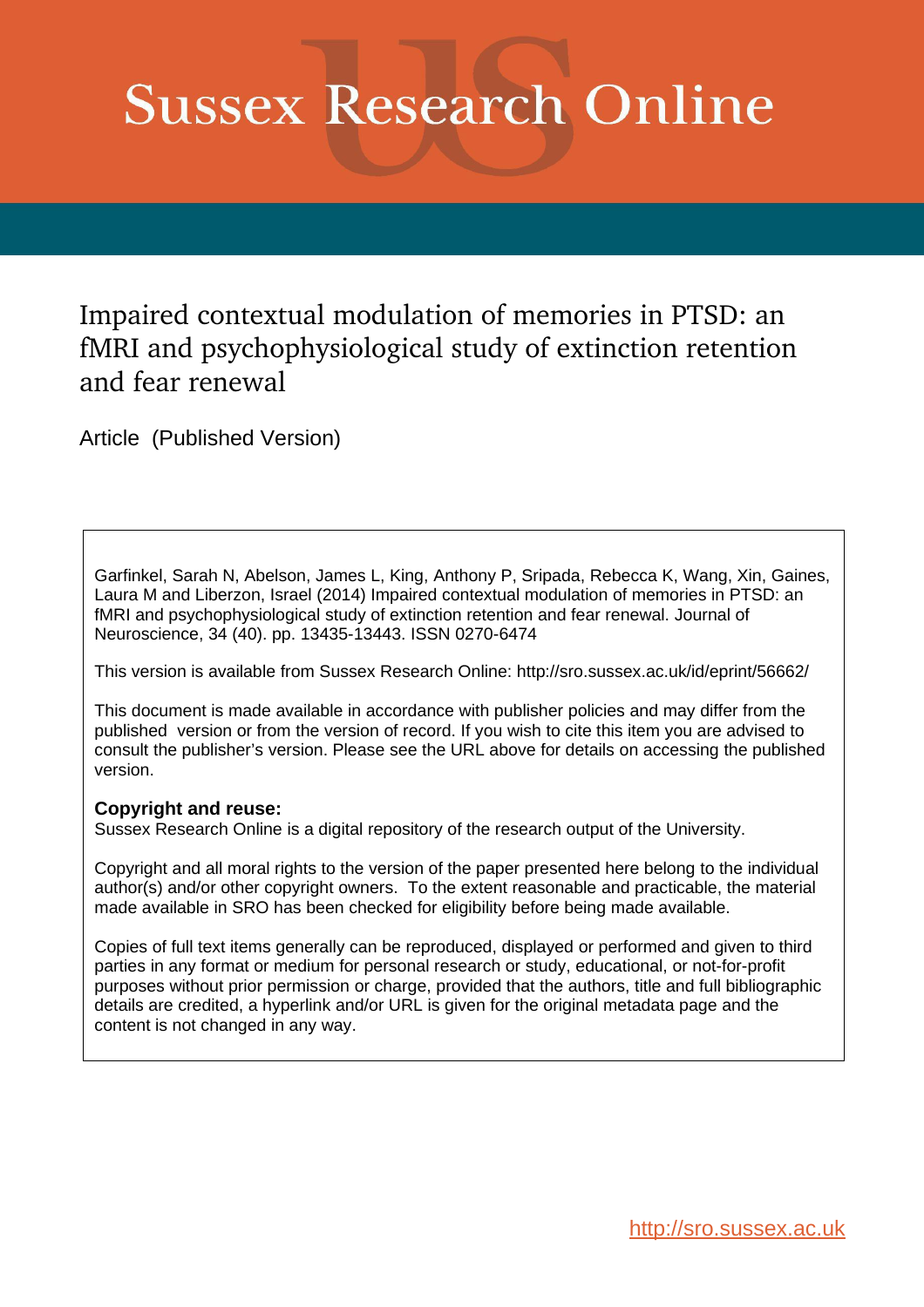# Sussex Research Online

## Impaired contextual modulation of memories in PTSD: an fMRI and psychophysiological study of extinction retention and fear renewal

Article (Published Version)

Garfinkel, Sarah N, Abelson, James L, King, Anthony P, Sripada, Rebecca K, Wang, Xin, Gaines, Laura M and Liberzon, Israel (2014) Impaired contextual modulation of memories in PTSD: an fMRI and psychophysiological study of extinction retention and fear renewal. Journal of Neuroscience, 34 (40). pp. 13435-13443. ISSN 0270-6474

This version is available from Sussex Research Online: http://sro.sussex.ac.uk/id/eprint/56662/

This document is made available in accordance with publisher policies and may differ from the published version or from the version of record. If you wish to cite this item you are advised to consult the publisher's version. Please see the URL above for details on accessing the published version.

**Copyright and reuse:**
Sussex Research Online is a digital repository of the research output of the University.

Copyright and all moral rights to the version of the paper presented here belong to the individual author(s) and/or other copyright owners. To the extent reasonable and practicable, the material made available in SRO has been checked for eligibility before being made available.

Copies of full text items generally can be reproduced, displayed or performed and given to third parties in any format or medium for personal research or study, educational, or not-for-profit purposes without prior permission or charge, provided that the authors, title and full bibliographic details are credited, a hyperlink and/or URL is given for the original metadata page and the content is not changed in any way.

http://sro.sussex.ac.uk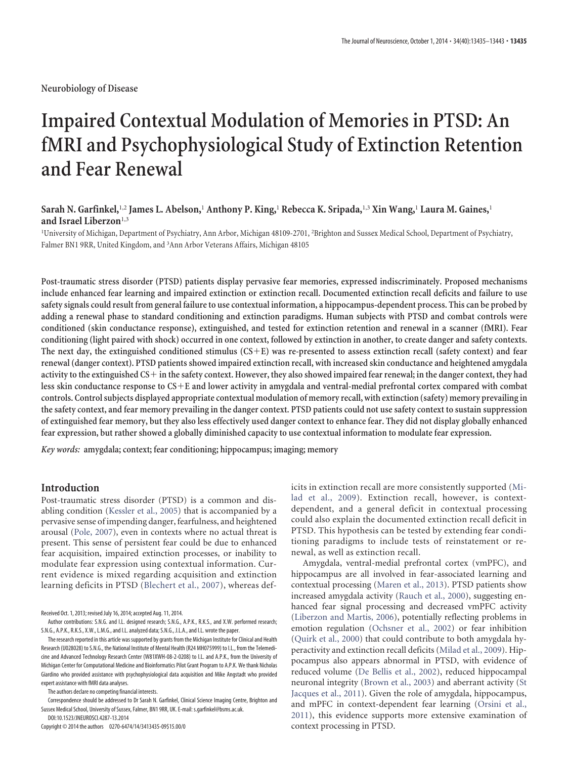Neurobiology of Disease

# Impaired Contextual Modulation of Memories in PTSD: An fMRI and Psychophysiological Study of Extinction Retention and Fear Renewal

**Sarah N. Garfinkel,[1,2] James L. Abelson,[1] Anthony P. King,[1] Rebecca K. Sripada,[1,3] Xin Wang,[1] Laura M. Gaines,[1] and Israel Liberzon[1,3]**

[1]University of Michigan, Department of Psychiatry, Ann Arbor, Michigan 48109-2701, [2]Brighton and Sussex Medical School, Department of Psychiatry, Falmer BN1 9RR, United Kingdom, and [3]Ann Arbor Veterans Affairs, Michigan 48105

**Post-traumatic stress disorder (PTSD) patients display pervasive fear memories, expressed indiscriminately. Proposed mechanisms include enhanced fear learning and impaired extinction or extinction recall. Documented extinction recall deficits and failure to use safety signals could result from general failure to use contextual information, a hippocampus-dependent process. This can be probed by adding a renewal phase to standard conditioning and extinction paradigms. Human subjects with PTSD and combat controls were conditioned (skin conductance response), extinguished, and tested for extinction retention and renewal in a scanner (fMRI). Fear conditioning (light paired with shock) occurred in one context, followed by extinction in another, to create danger and safety contexts. The next day, the extinguished conditioned stimulus (CS+E) was re-presented to assess extinction recall (safety context) and fear renewal (danger context). PTSD patients showed impaired extinction recall, with increased skin conductance and heightened amygdala activity to the extinguished CS+ in the safety context. However, they also showed impaired fear renewal; in the danger context, they had less skin conductance response to CS+E and lower activity in amygdala and ventral-medial prefrontal cortex compared with combat controls. Control subjects displayed appropriate contextual modulation of memory recall, with extinction (safety) memory prevailing in the safety context, and fear memory prevailing in the danger context. PTSD patients could not use safety context to sustain suppression of extinguished fear memory, but they also less effectively used danger context to enhance fear. They did not display globally enhanced fear expression, but rather showed a globally diminished capacity to use contextual information to modulate fear expression.**

*Key words:* amygdala; context; fear conditioning; hippocampus; imaging; memory

## Introduction

Post-traumatic stress disorder (PTSD) is a common and disabling condition (Kessler et al., 2005) that is accompanied by a pervasive sense of impending danger, fearfulness, and heightened arousal (Pole, 2007), even in contexts where no actual threat is present. This sense of persistent fear could be due to enhanced fear acquisition, impaired extinction processes, or inability to modulate fear expression using contextual information. Current evidence is mixed regarding acquisition and extinction learning deficits in PTSD (Blechert et al., 2007), whereas deficits in extinction recall are more consistently supported (Milad et al., 2009). Extinction recall, however, is context-dependent, and a general deficit in contextual processing could also explain the documented extinction recall deficit in PTSD. This hypothesis can be tested by extending fear conditioning paradigms to include tests of reinstatement or renewal, as well as extinction recall.

Amygdala, ventral-medial prefrontal cortex (vmPFC), and hippocampus are all involved in fear-associated learning and contextual processing (Maren et al., 2013). PTSD patients show increased amygdala activity (Rauch et al., 2000), suggesting enhanced fear signal processing and decreased vmPFC activity (Liberzon and Martis, 2006), potentially reflecting problems in emotion regulation (Ochsner et al., 2002) or fear inhibition (Quirk et al., 2000) that could contribute to both amygdala hyperactivity and extinction recall deficits (Milad et al., 2009). Hippocampus also appears abnormal in PTSD, with evidence of reduced volume (De Bellis et al., 2002), reduced hippocampal neuronal integrity (Brown et al., 2003) and aberrant activity (St Jacques et al., 2011). Given the role of amygdala, hippocampus, and mPFC in context-dependent fear learning (Orsini et al., 2011), this evidence supports more extensive examination of context processing in PTSD.

Received Oct. 1, 2013; revised July 16, 2014; accepted Aug. 11, 2014.

Author contributions: S.N.G. and I.L. designed research; S.N.G., A.P.K., R.K.S., and X.W. performed research; S.N.G., A.P.K., R.K.S., X.W., L.M.G., and I.L. analyzed data; S.N.G., J.L.A., and I.L. wrote the paper.

The research reported in this article was supported by grants from the Michigan Institute for Clinical and Health Research (U028028) to S.N.G., the National Institute of Mental Health (R24 MH075999) to I.L., from the Telemedicine and Advanced Technology Research Center (W81XWH-08-2-0208) to I.L. and A.P.K., from the University of Michigan Center for Computational Medicine and Bioinformatics Pilot Grant Program to A.P.K. We thank Nicholas Giardino who provided assistance with psychophysiological data acquisition and Mike Angstadt who provided expert assistance with fMRI data analyses.

The authors declare no competing financial interests.

Correspondence should be addressed to Dr Sarah N. Garfinkel, Clinical Science Imaging Centre, Brighton and Sussex Medical School, University of Sussex, Falmer, BN1 9RR, UK. E-mail: s.garfinkel@bsms.ac.uk.

DOI:10.1523/JNEUROSCI.4287-13.2014

Copyright © 2014 the authors 0270-6474/14/3413435-09$15.00/0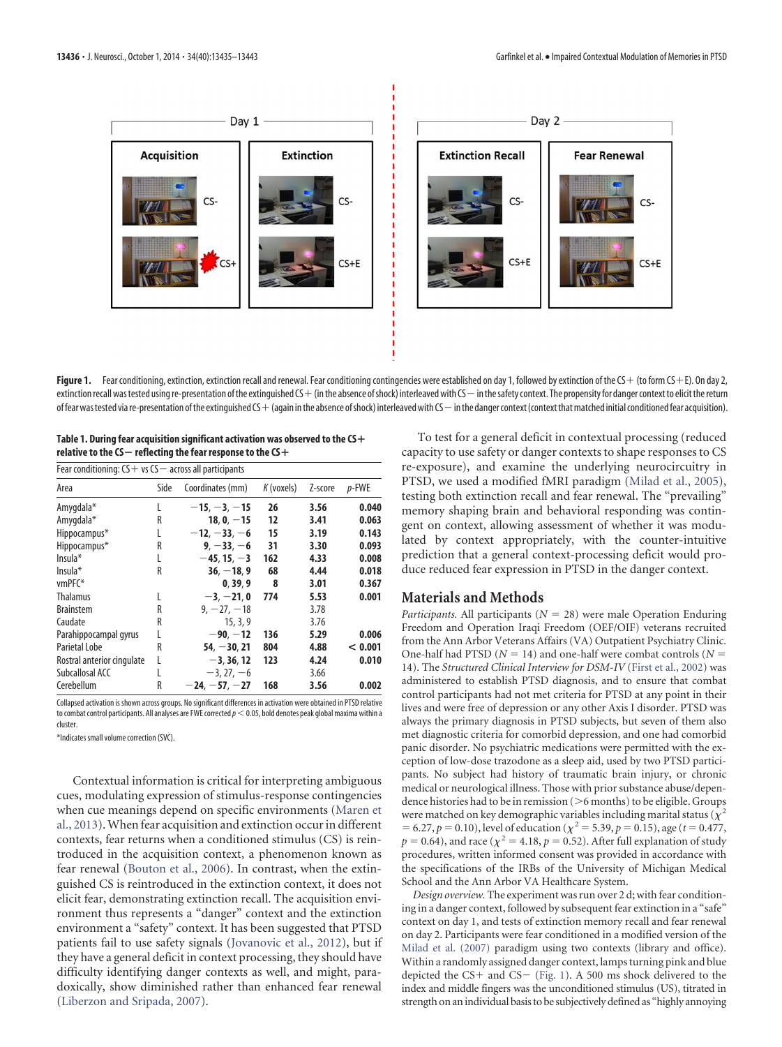Figure 1. Fear conditioning, extinction, extinction recall and renewal. Fear conditioning contingencies were established on day 1, followed by extinction of the CS+ (to form CS+E). On day 2, extinction recall was tested using re-presentation of the extinguished CS+ (in the absence of shock) interleaved with CS− in the safety context. The propensity for danger context to elicit the return of fear was tested via re-presentation of the extinguished CS+ (again in the absence of shock) interleaved with CS− in the danger context (context that matched initial conditioned fear acquisition).

**Table 1. During fear acquisition significant activation was observed to the CS+ relative to the CS− reflecting the fear response to the CS+**

| Fear conditioning: CS+ vs CS− across all participants | | | | | |
|---|---|---|---|---|---|
| Area | Side | Coordinates (mm) | *K* (voxels) | Z-score | *p*-FWE |
| Amygdala* | L | **−15, −3, −15** | **26** | **3.56** | **0.040** |
| Amygdala* | R | **18, 0, −15** | **12** | **3.41** | **0.063** |
| Hippocampus* | L | **−12, −33, −6** | **15** | **3.19** | **0.143** |
| Hippocampus* | R | **9, −33, −6** | **31** | **3.30** | **0.093** |
| Insula* | L | **−45, 15, −3** | **162** | **4.33** | **0.008** |
| Insula* | R | **36, −18, 9** | **68** | **4.44** | **0.018** |
| vmPFC* | | **0, 39, 9** | **8** | **3.01** | **0.367** |
| Thalamus | L | **−3, −21, 0** | **774** | **5.53** | **0.001** |
| Brainstem | R | 9, −27, −18 | | 3.78 | |
| Caudate | R | 15, 3, 9 | | 3.76 | |
| Parahippocampal gyrus | L | **−90, −12** | **136** | **5.29** | **0.006** |
| Parietal Lobe | R | **54, −30, 21** | **804** | **4.88** | **< 0.001** |
| Rostral anterior cingulate | L | **−3, 36, 12** | **123** | **4.24** | **0.010** |
| Subcallosal ACC | L | −3, 27, −6 | | 3.66 | |
| Cerebellum | R | **−24, −57, −27** | **168** | **3.56** | **0.002** |

Collapsed activation is shown across groups. No significant differences in activation were obtained in PTSD relative to combat control participants. All analyses are FWE corrected $p < 0.05$, bold denotes peak global maxima within a cluster.

*Indicates small volume correction (SVC).

Contextual information is critical for interpreting ambiguous cues, modulating expression of stimulus-response contingencies when cue meanings depend on specific environments (Maren et al., 2013). When fear acquisition and extinction occur in different contexts, fear returns when a conditioned stimulus (CS) is reintroduced in the acquisition context, a phenomenon known as fear renewal (Bouton et al., 2006). In contrast, when the extinguished CS is reintroduced in the extinction context, it does not elicit fear, demonstrating extinction recall. The acquisition environment thus represents a "danger" context and the extinction environment a "safety" context. It has been suggested that PTSD patients fail to use safety signals (Jovanovic et al., 2012), but if they have a general deficit in context processing, they should have difficulty identifying danger contexts as well, and might, paradoxically, show diminished rather than enhanced fear renewal (Liberzon and Sripada, 2007).

To test for a general deficit in contextual processing (reduced capacity to use safety or danger contexts to shape responses to CS re-exposure), and examine the underlying neurocircuitry in PTSD, we used a modified fMRI paradigm (Milad et al., 2005), testing both extinction recall and fear renewal. The "prevailing" memory shaping brain and behavioral responding was contingent on context, allowing assessment of whether it was modulated by context appropriately, with the counter-intuitive prediction that a general context-processing deficit would produce reduced fear expression in PTSD in the danger context.

## Materials and Methods

*Participants.* All participants ($N = 28$) were male Operation Enduring Freedom and Operation Iraqi Freedom (OEF/OIF) veterans recruited from the Ann Arbor Veterans Affairs (VA) Outpatient Psychiatry Clinic. One-half had PTSD ($N = 14$) and one-half were combat controls ($N = 14$). The *Structured Clinical Interview for DSM-IV* (First et al., 2002) was administered to establish PTSD diagnosis, and to ensure that combat control participants had not met criteria for PTSD at any point in their lives and were free of depression or any other Axis I disorder. PTSD was always the primary diagnosis in PTSD subjects, but seven of them also met diagnostic criteria for comorbid depression, and one had comorbid panic disorder. No psychiatric medications were permitted with the exception of low-dose trazodone as a sleep aid, used by two PTSD participants. No subject had history of traumatic brain injury, or chronic medical or neurological illness. Those with prior substance abuse/dependence histories had to be in remission (>6 months) to be eligible. Groups were matched on key demographic variables including marital status ($\chi^2 = 6.27$, $p = 0.10$), level of education ($\chi^2 = 5.39$, $p = 0.15$), age ($t = 0.477$, $p = 0.64$), and race ($\chi^2 = 4.18$, $p = 0.52$). After full explanation of study procedures, written informed consent was provided in accordance with the specifications of the IRBs of the University of Michigan Medical School and the Ann Arbor VA Healthcare System.

*Design overview.* The experiment was run over 2 d; with fear conditioning in a danger context, followed by subsequent fear extinction in a "safe" context on day 1, and tests of extinction memory recall and fear renewal on day 2. Participants were fear conditioned in a modified version of the Milad et al. (2007) paradigm using two contexts (library and office). Within a randomly assigned danger context, lamps turning pink and blue depicted the CS+ and CS− (Fig. 1). A 500 ms shock delivered to the index and middle fingers was the unconditioned stimulus (US), titrated in strength on an individual basis to be subjectively defined as "highly annoying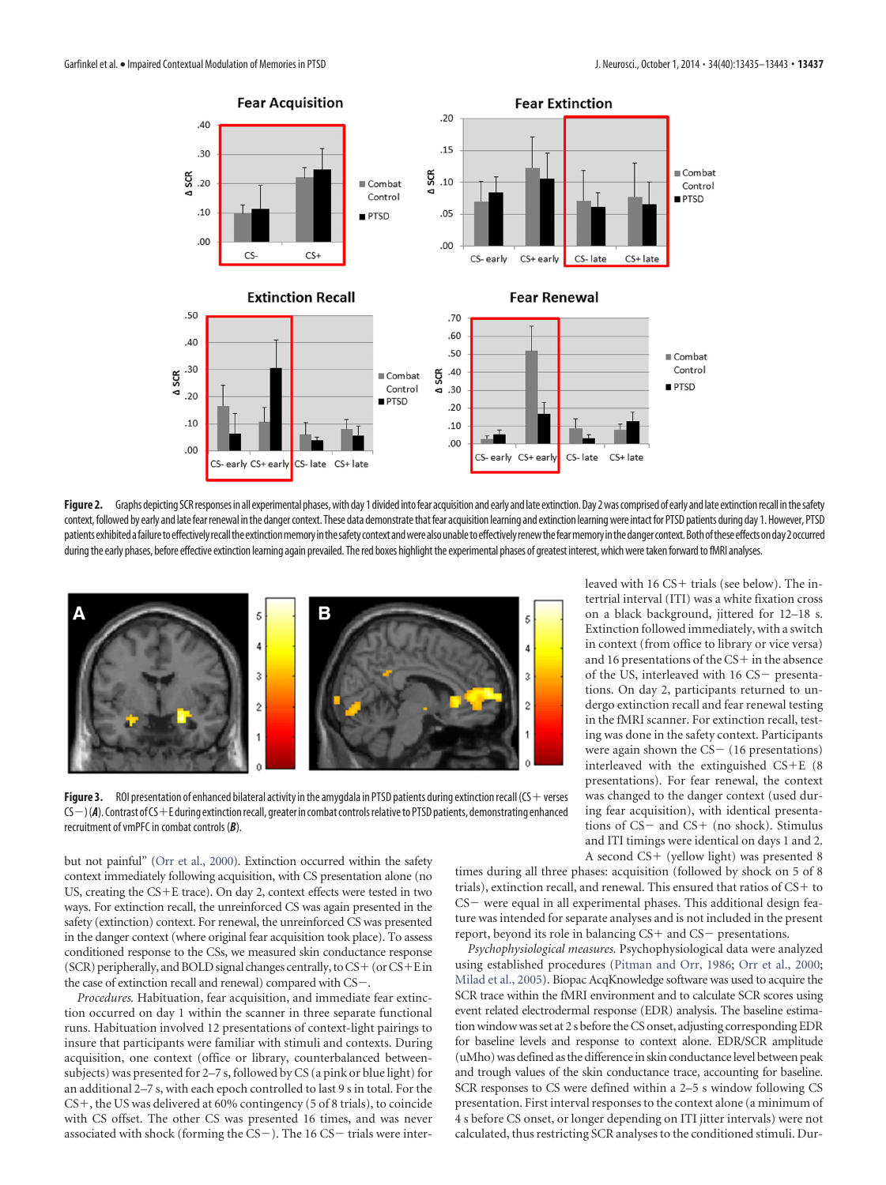**Figure 2.** Graphs depicting SCR responses in all experimental phases, with day 1 divided into fear acquisition and early and late extinction. Day 2 was comprised of early and late extinction recall in the safety context, followed by early and late fear renewal in the danger context. These data demonstrate that fear acquisition learning and extinction learning were intact for PTSD patients during day 1. However, PTSD patients exhibited a failure to effectively recall the extinction memory in the safety context and were also unable to effectively renew the fear memory in the danger context. Both of these effects on day 2 occurred during the early phases, before effective extinction learning again prevailed. The red boxes highlight the experimental phases of greatest interest, which were taken forward to fMRI analyses.

**Figure 3.** ROI presentation of enhanced bilateral activity in the amygdala in PTSD patients during extinction recall (CS+ verses CS−) (***A***). Contrast of CS+E during extinction recall, greater in combat controls relative to PTSD patients, demonstrating enhanced recruitment of vmPFC in combat controls (***B***).

but not painful" (Orr et al., 2000). Extinction occurred within the safety context immediately following acquisition, with CS presentation alone (no US, creating the CS+E trace). On day 2, context effects were tested in two ways. For extinction recall, the unreinforced CS was again presented in the safety (extinction) context. For renewal, the unreinforced CS was presented in the danger context (where original fear acquisition took place). To assess conditioned response to the CSs, we measured skin conductance response (SCR) peripherally, and BOLD signal changes centrally, to CS+ (or CS+E in the case of extinction recall and renewal) compared with CS−.

*Procedures.* Habituation, fear acquisition, and immediate fear extinction occurred on day 1 within the scanner in three separate functional runs. Habituation involved 12 presentations of context-light pairings to insure that participants were familiar with stimuli and contexts. During acquisition, one context (office or library, counterbalanced between-subjects) was presented for 2–7 s, followed by CS (a pink or blue light) for an additional 2–7 s, with each epoch controlled to last 9 s in total. For the CS+, the US was delivered at 60% contingency (5 of 8 trials), to coincide with CS offset. The other CS was presented 16 times, and was never associated with shock (forming the CS−). The 16 CS− trials were interleaved with 16 CS+ trials (see below). The intertrial interval (ITI) was a white fixation cross on a black background, jittered for 12–18 s. Extinction followed immediately, with a switch in context (from office to library or vice versa) and 16 presentations of the CS+ in the absence of the US, interleaved with 16 CS− presentations. On day 2, participants returned to undergo extinction recall and fear renewal testing in the fMRI scanner. For extinction recall, testing was done in the safety context. Participants were again shown the CS− (16 presentations) interleaved with the extinguished CS+E (8 presentations). For fear renewal, the context was changed to the danger context (used during fear acquisition), with identical presentations of CS− and CS+ (no shock). Stimulus and ITI timings were identical on days 1 and 2.

A second CS+ (yellow light) was presented 8 times during all three phases: acquisition (followed by shock on 5 of 8 trials), extinction recall, and renewal. This ensured that ratios of CS+ to CS− were equal in all experimental phases. This additional design feature was intended for separate analyses and is not included in the present report, beyond its role in balancing CS+ and CS− presentations.

*Psychophysiological measures.* Psychophysiological data were analyzed using established procedures (Pitman and Orr, 1986; Orr et al., 2000; Milad et al., 2005). Biopac AcqKnowledge software was used to acquire the SCR trace within the fMRI environment and to calculate SCR scores using event related electrodermal response (EDR) analysis. The baseline estimation window was set at 2 s before the CS onset, adjusting corresponding EDR for baseline levels and response to context alone. EDR/SCR amplitude (uMho) was defined as the difference in skin conductance level between peak and trough values of the skin conductance trace, accounting for baseline. SCR responses to CS were defined within a 2–5 s window following CS presentation. First interval responses to the context alone (a minimum of 4 s before CS onset, or longer depending on ITI jitter intervals) were not calculated, thus restricting SCR analyses to the conditioned stimuli. Dur-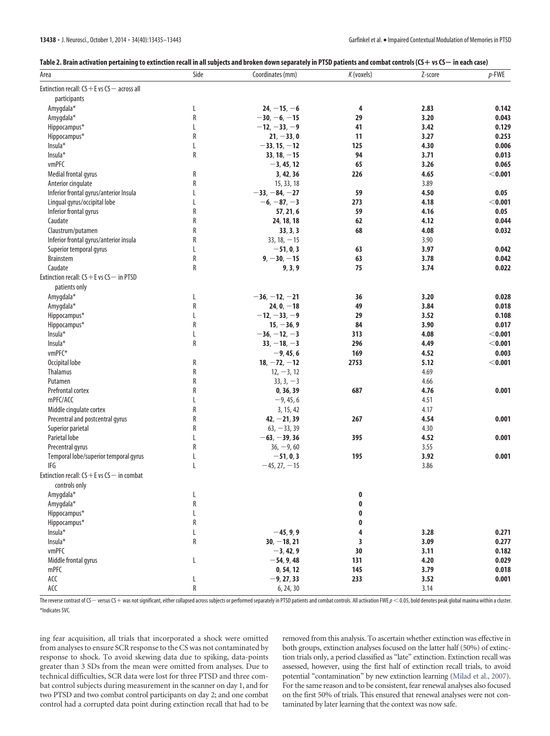**Table 2. Brain activation pertaining to extinction recall in all subjects and broken down separately in PTSD patients and combat controls (CS+ vs CS− in each case)**

| Area | Side | Coordinates (mm) | *K* (voxels) | Z-score | *p*-FWE |
|---|---|---|---|---|---|
| Extinction recall: CS+E vs CS− across all participants | | | | | |
| Amygdala* | L | **24, −15, −6** | **4** | **2.83** | **0.142** |
| Amygdala* | R | **−30, −6, −15** | **29** | **3.20** | **0.043** |
| Hippocampus* | L | **−12, −33, −9** | **41** | **3.42** | **0.129** |
| Hippocampus* | R | **21, −33, 0** | **11** | **3.27** | **0.253** |
| Insula* | L | **−33, 15, −12** | **125** | **4.30** | **0.006** |
| Insula* | R | **33, 18, −15** | **94** | **3.71** | **0.013** |
| vmPFC | | **−3, 45, 12** | **65** | **3.26** | **0.065** |
| Medial frontal gyrus | R | **3, 42, 36** | **226** | **4.65** | **<0.001** |
| Anterior cingulate | R | 15, 33, 18 | | 3.89 | |
| Inferior frontal gyrus/anterior Insula | L | **−33, −84, −27** | **59** | **4.50** | **0.05** |
| Lingual gyrus/occipital lobe | L | **−6, −87, −3** | **273** | **4.18** | **<0.001** |
| Inferior frontal gyrus | R | **57, 21, 6** | **59** | **4.16** | **0.05** |
| Caudate | R | **24, 18, 18** | **62** | **4.12** | **0.044** |
| Claustrum/putamen | R | **33, 3, 3** | **68** | **4.08** | **0.032** |
| Inferior frontal gyrus/anterior insula | R | 33, 18, −15 | | 3.90 | |
| Superior temporal gyrus | L | **−51, 0, 3** | **63** | **3.97** | **0.042** |
| Brainstem | R | **9, −30, −15** | **63** | **3.78** | **0.042** |
| Caudate | R | **9, 3, 9** | **75** | **3.74** | **0.022** |
| Extinction recall: CS+E vs CS− in PTSD patients only | | | | | |
| Amygdala* | L | **−36, −12, −21** | **36** | **3.20** | **0.028** |
| Amygdala* | R | **24, 0, −18** | **49** | **3.84** | **0.018** |
| Hippocampus* | L | **−12, −33, −9** | **29** | **3.52** | **0.108** |
| Hippocampus* | R | **15, −36, 9** | **84** | **3.90** | **0.017** |
| Insula* | L | **−36, −12, −3** | **313** | **4.08** | **<0.001** |
| Insula* | R | **33, −18, −3** | **296** | **4.49** | **<0.001** |
| vmPFC* | | **−9, 45, 6** | **169** | **4.52** | **0.003** |
| Occipital lobe | R | **18, −72, −12** | **2753** | **5.12** | **<0.001** |
| Thalamus | R | 12, −3, 12 | | 4.69 | |
| Putamen | R | 33, 3, −3 | | 4.66 | |
| Prefrontal cortex | R | **0, 36, 39** | **687** | **4.76** | **0.001** |
| mPFC/ACC | L | −9, 45, 6 | | 4.51 | |
| Middle cingulate cortex | R | 3, 15, 42 | | 4.17 | |
| Precentral and postcentral gyrus | R | **42, −21, 39** | **267** | **4.54** | **0.001** |
| Superior parietal | R | 63, −33, 39 | | 4.30 | |
| Parietal lobe | L | **−63, −39, 36** | **395** | **4.52** | **0.001** |
| Precentral gyrus | R | 36, −9, 60 | | 3.55 | |
| Temporal lobe/superior temporal gyrus | L | **−51, 0, 3** | **195** | **3.92** | **0.001** |
| IFG | L | −45, 27, −15 | | 3.86 | |
| Extinction recall: CS+E vs CS− in combat controls only | | | | | |
| Amygdala* | L | | **0** | | |
| Amygdala* | R | | **0** | | |
| Hippocampus* | L | | **0** | | |
| Hippocampus* | R | | **0** | | |
| Insula* | L | **−45, 9, 9** | **4** | **3.28** | **0.271** |
| Insula* | R | **30, −18, 21** | **3** | **3.09** | **0.277** |
| vmPFC | | **−3, 42, 9** | **30** | **3.11** | **0.182** |
| Middle frontal gyrus | L | **−54, 9, 48** | **131** | **4.20** | **0.029** |
| mPFC | | **0, 54, 12** | **145** | **3.79** | **0.018** |
| ACC | L | **−9, 27, 33** | **233** | **3.52** | **0.001** |
| ACC | R | 6, 24, 30 | | 3.14 | |

The reverse contrast of CS− versus CS+ was not significant, either collapsed across subjects or performed separately in PTSD patients and combat controls. All activation FWE $p < 0.05$, bold denotes peak global maxima within a cluster.
*Indicates SVC.

ing fear acquisition, all trials that incorporated a shock were omitted from analyses to ensure SCR response to the CS was not contaminated by response to shock. To avoid skewing data due to spiking, data-points greater than 3 SDs from the mean were omitted from analyses. Due to technical difficulties, SCR data were lost for three PTSD and three combat control subjects during measurement in the scanner on day 1, and for two PTSD and two combat control participants on day 2; and one combat control had a corrupted data point during extinction recall that had to be removed from this analysis. To ascertain whether extinction was effective in both groups, extinction analyses focused on the latter half (50%) of extinction trials only, a period classified as "late" extinction. Extinction recall was assessed, however, using the first half of extinction recall trials, to avoid potential "contamination" by new extinction learning (Milad et al., 2007). For the same reason and to be consistent, fear renewal analyses also focused on the first 50% of trials. This ensured that renewal analyses were not contaminated by later learning that the context was now safe.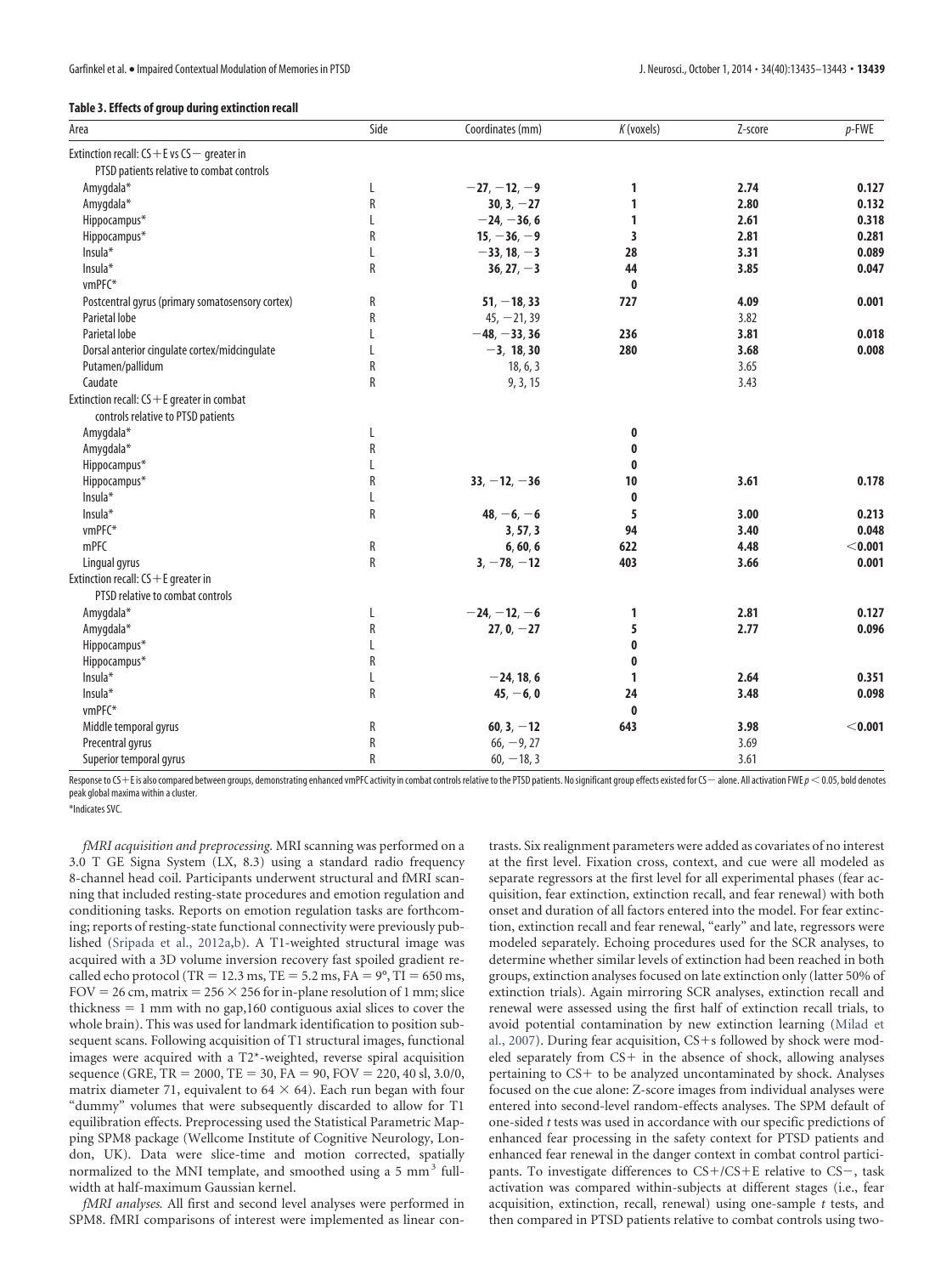**Table 3. Effects of group during extinction recall**

| Area | Side | Coordinates (mm) | *K* (voxels) | Z-score | *p*-FWE |
|---|---|---|---|---|---|
| Extinction recall: CS+E vs CS− greater in PTSD patients relative to combat controls | | | | | |
| Amygdala* | L | **−27, −12, −9** | **1** | **2.74** | **0.127** |
| Amygdala* | R | **30, 3, −27** | **1** | **2.80** | **0.132** |
| Hippocampus* | L | **−24, −36, 6** | **1** | **2.61** | **0.318** |
| Hippocampus* | R | **15, −36, −9** | **3** | **2.81** | **0.281** |
| Insula* | L | **−33, 18, −3** | **28** | **3.31** | **0.089** |
| Insula* | R | **36, 27, −3** | **44** | **3.85** | **0.047** |
| vmPFC* | | | **0** | | |
| Postcentral gyrus (primary somatosensory cortex) | R | **51, −18, 33** | **727** | **4.09** | **0.001** |
| Parietal lobe | R | 45, −21, 39 | | 3.82 | |
| Parietal lobe | L | **−48, −33, 36** | **236** | **3.81** | **0.018** |
| Dorsal anterior cingulate cortex/midcingulate | L | **−3, 18, 30** | **280** | **3.68** | **0.008** |
| Putamen/pallidum | R | 18, 6, 3 | | 3.65 | |
| Caudate | R | 9, 3, 15 | | 3.43 | |
| Extinction recall: CS+E greater in combat controls relative to PTSD patients | | | | | |
| Amygdala* | L | | **0** | | |
| Amygdala* | R | | **0** | | |
| Hippocampus* | L | | **0** | | |
| Hippocampus* | R | **33, −12, −36** | **10** | **3.61** | **0.178** |
| Insula* | L | | **0** | | |
| Insula* | R | **48, −6, −6** | **5** | **3.00** | **0.213** |
| vmPFC* | | **3, 57, 3** | **94** | **3.40** | **0.048** |
| mPFC | R | **6, 60, 6** | **622** | **4.48** | **<0.001** |
| Lingual gyrus | R | **3, −78, −12** | **403** | **3.66** | **0.001** |
| Extinction recall: CS+E greater in PTSD relative to combat controls | | | | | |
| Amygdala* | L | **−24, −12, −6** | **1** | **2.81** | **0.127** |
| Amygdala* | R | **27, 0, −27** | **5** | **2.77** | **0.096** |
| Hippocampus* | L | | **0** | | |
| Hippocampus* | R | | **0** | | |
| Insula* | L | **−24, 18, 6** | **1** | **2.64** | **0.351** |
| Insula* | R | **45, −6, 0** | **24** | **3.48** | **0.098** |
| vmPFC* | | | **0** | | |
| Middle temporal gyrus | R | **60, 3, −12** | **643** | **3.98** | **<0.001** |
| Precentral gyrus | R | 66, −9, 27 | | 3.69 | |
| Superior temporal gyrus | R | 60, −18, 3 | | 3.61 | |

Response to CS+E is also compared between groups, demonstrating enhanced vmPFC activity in combat controls relative to the PTSD patients. No significant group effects existed for CS− alone. All activation FWE $p < 0.05$, bold denotes peak global maxima within a cluster.

*Indicates SVC.

*fMRI acquisition and preprocessing.* MRI scanning was performed on a 3.0 T GE Signa System (LX, 8.3) using a standard radio frequency 8-channel head coil. Participants underwent structural and fMRI scanning that included resting-state procedures and emotion regulation and conditioning tasks. Reports on emotion regulation tasks are forthcoming; reports of resting-state functional connectivity were previously published (Sripada et al., 2012a,b). A T1-weighted structural image was acquired with a 3D volume inversion recovery fast spoiled gradient recalled echo protocol (TR = 12.3 ms, TE = 5.2 ms, FA = 9°, TI = 650 ms, FOV = 26 cm, matrix = 256 × 256 for in-plane resolution of 1 mm; slice thickness = 1 mm with no gap,160 contiguous axial slices to cover the whole brain). This was used for landmark identification to position subsequent scans. Following acquisition of T1 structural images, functional images were acquired with a T2*-weighted, reverse spiral acquisition sequence (GRE, TR = 2000, TE = 30, FA = 90, FOV = 220, 40 sl, 3.0/0, matrix diameter 71, equivalent to 64 × 64). Each run began with four "dummy" volumes that were subsequently discarded to allow for T1 equilibration effects. Preprocessing used the Statistical Parametric Mapping SPM8 package (Wellcome Institute of Cognitive Neurology, London, UK). Data were slice-time and motion corrected, spatially normalized to the MNI template, and smoothed using a 5 mm$^3$ full-width at half-maximum Gaussian kernel.

*fMRI analyses.* All first and second level analyses were performed in SPM8. fMRI comparisons of interest were implemented as linear contrasts. Six realignment parameters were added as covariates of no interest at the first level. Fixation cross, context, and cue were all modeled as separate regressors at the first level for all experimental phases (fear acquisition, fear extinction, extinction recall, and fear renewal) with both onset and duration of all factors entered into the model. For fear extinction, extinction recall and fear renewal, "early" and late, regressors were modeled separately. Echoing procedures used for the SCR analyses, to determine whether similar levels of extinction had been reached in both groups, extinction analyses focused on late extinction only (latter 50% of extinction trials). Again mirroring SCR analyses, extinction recall and renewal were assessed using the first half of extinction recall trials, to avoid potential contamination by new extinction learning (Milad et al., 2007). During fear acquisition, CS+s followed by shock were modeled separately from CS+ in the absence of shock, allowing analyses pertaining to CS+ to be analyzed uncontaminated by shock. Analyses focused on the cue alone: Z-score images from individual analyses were entered into second-level random-effects analyses. The SPM default of one-sided *t* tests was used in accordance with our specific predictions of enhanced fear processing in the safety context for PTSD patients and enhanced fear renewal in the danger context in combat control participants. To investigate differences to CS+/CS+E relative to CS−, task activation was compared within-subjects at different stages (i.e., fear acquisition, extinction, recall, renewal) using one-sample *t* tests, and then compared in PTSD patients relative to combat controls using two-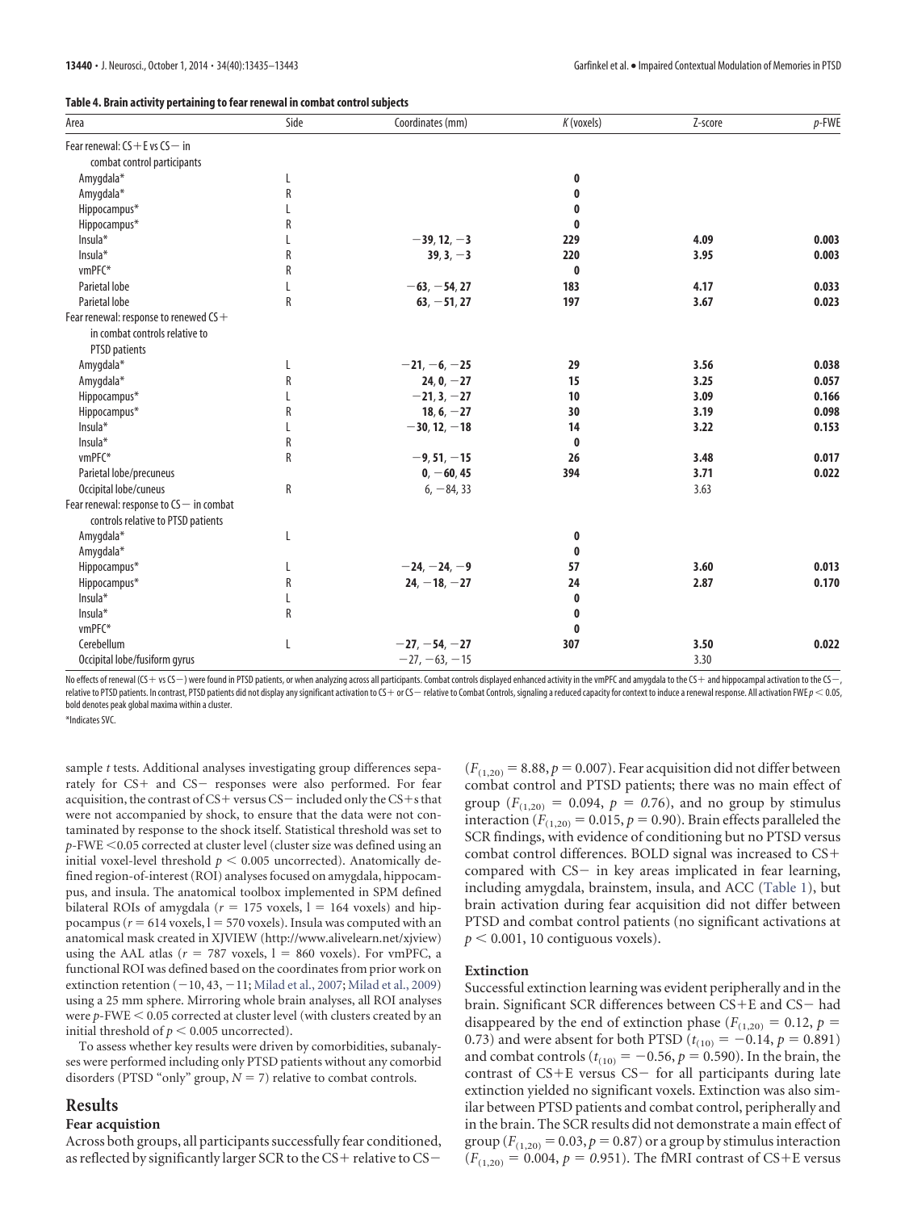**Table 4. Brain activity pertaining to fear renewal in combat control subjects**

| Area | Side | Coordinates (mm) | *K* (voxels) | Z-score | *p*-FWE |
|---|---|---|---|---|---|
| Fear renewal: CS+E vs CS− in combat control participants | | | | | |
| Amygdala* | L | | **0** | | |
| Amygdala* | R | | **0** | | |
| Hippocampus* | L | | **0** | | |
| Hippocampus* | R | | **0** | | |
| Insula* | L | **−39, 12, −3** | **229** | **4.09** | **0.003** |
| Insula* | R | **39, 3, −3** | **220** | **3.95** | **0.003** |
| vmPFC* | R | | **0** | | |
| Parietal lobe | L | **−63, −54, 27** | **183** | **4.17** | **0.033** |
| Parietal lobe | R | **63, −51, 27** | **197** | **3.67** | **0.023** |
| Fear renewal: response to renewed CS+ in combat controls relative to PTSD patients | | | | | |
| Amygdala* | L | **−21, −6, −25** | **29** | **3.56** | **0.038** |
| Amygdala* | R | **24, 0, −27** | **15** | **3.25** | **0.057** |
| Hippocampus* | L | **−21, 3, −27** | **10** | **3.09** | **0.166** |
| Hippocampus* | R | **18, 6, −27** | **30** | **3.19** | **0.098** |
| Insula* | L | **−30, 12, −18** | **14** | **3.22** | **0.153** |
| Insula* | R | | **0** | | |
| vmPFC* | R | **−9, 51, −15** | **26** | **3.48** | **0.017** |
| Parietal lobe/precuneus | | **0, −60, 45** | **394** | **3.71** | **0.022** |
| Occipital lobe/cuneus | R | 6, −84, 33 | | 3.63 | |
| Fear renewal: response to CS− in combat controls relative to PTSD patients | | | | | |
| Amygdala* | L | | **0** | | |
| Amygdala* | | | **0** | | |
| Hippocampus* | L | **−24, −24, −9** | **57** | **3.60** | **0.013** |
| Hippocampus* | R | **24, −18, −27** | **24** | **2.87** | **0.170** |
| Insula* | L | | **0** | | |
| Insula* | R | | **0** | | |
| vmPFC* | | | **0** | | |
| Cerebellum | L | **−27, −54, −27** | **307** | **3.50** | **0.022** |
| Occipital lobe/fusiform gyrus | | −27, −63, −15 | | 3.30 | |

No effects of renewal (CS+ vs CS−) were found in PTSD patients, or when analyzing across all participants. Combat controls displayed enhanced activity in the vmPFC and amygdala to the CS+ and hippocampal activation to the CS−, relative to PTSD patients. In contrast, PTSD patients did not display any significant activation to CS+ or CS− relative to Combat Controls, signaling a reduced capacity for context to induce a renewal response. All activation FWE $p < 0.05$, bold denotes peak global maxima within a cluster.

*Indicates SVC.

sample *t* tests. Additional analyses investigating group differences separately for CS+ and CS− responses were also performed. For fear acquisition, the contrast of CS+ versus CS− included only the CS+s that were not accompanied by shock, to ensure that the data were not contaminated by response to the shock itself. Statistical threshold was set to *p*-FWE <0.05 corrected at cluster level (cluster size was defined using an initial voxel-level threshold $p < 0.005$ uncorrected). Anatomically defined region-of-interest (ROI) analyses focused on amygdala, hippocampus, and insula. The anatomical toolbox implemented in SPM defined bilateral ROIs of amygdala ($r = 175$ voxels, $l = 164$ voxels) and hippocampus ($r = 614$ voxels, $l = 570$ voxels). Insula was computed with an anatomical mask created in XJVIEW (http://www.alivelearn.net/xjview) using the AAL atlas ($r = 787$ voxels, $l = 860$ voxels). For vmPFC, a functional ROI was defined based on the coordinates from prior work on extinction retention (−10, 43, −11; Milad et al., 2007; Milad et al., 2009) using a 25 mm sphere. Mirroring whole brain analyses, all ROI analyses were *p*-FWE < 0.05 corrected at cluster level (with clusters created by an initial threshold of $p < 0.005$ uncorrected).

To assess whether key results were driven by comorbidities, subanalyses were performed including only PTSD patients without any comorbid disorders (PTSD "only" group, $N = 7$) relative to combat controls.

## Results

### Fear acqusition

Across both groups, all participants successfully fear conditioned, as reflected by significantly larger SCR to the CS+ relative to CS− ($F_{(1,20)} = 8.88, p = 0.007$). Fear acquisition did not differ between combat control and PTSD patients; there was no main effect of group ($F_{(1,20)} = 0.094$, $p = 0.76$), and no group by stimulus interaction ($F_{(1,20)} = 0.015, p = 0.90$). Brain effects paralleled the SCR findings, with evidence of conditioning but no PTSD versus combat control differences. BOLD signal was increased to CS+ compared with CS− in key areas implicated in fear learning, including amygdala, brainstem, insula, and ACC (Table 1), but brain activation during fear acquisition did not differ between PTSD and combat control patients (no significant activations at $p < 0.001$, 10 contiguous voxels).

### Extinction

Successful extinction learning was evident peripherally and in the brain. Significant SCR differences between CS+E and CS− had disappeared by the end of extinction phase ($F_{(1,20)} = 0.12$, $p = 0.73$) and were absent for both PTSD ($t_{(10)} = -0.14, p = 0.891$) and combat controls ($t_{(10)} = -0.56, p = 0.590$). In the brain, the contrast of CS+E versus CS− for all participants during late extinction yielded no significant voxels. Extinction was also similar between PTSD patients and combat control, peripherally and in the brain. The SCR results did not demonstrate a main effect of group ($F_{(1,20)} = 0.03, p = 0.87$) or a group by stimulus interaction ($F_{(1,20)} = 0.004$, $p = 0.951$). The fMRI contrast of CS+E versus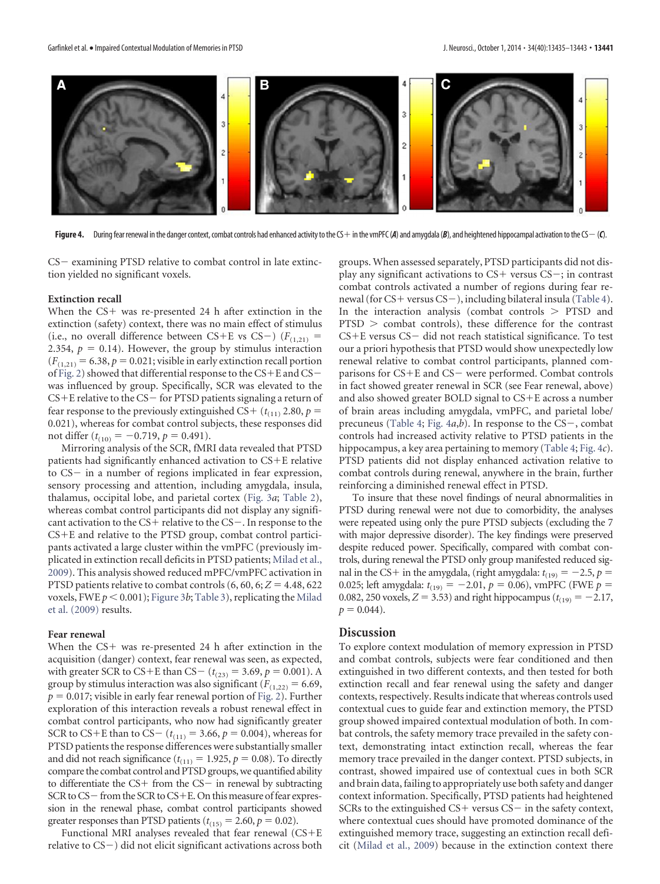**Figure 4.** During fear renewal in the danger context, combat controls had enhanced activity to the CS+ in the vmPFC (*A*) and amygdala (*B*), and heightened hippocampal activation to the CS− (*C*).

CS− examining PTSD relative to combat control in late extinction yielded no significant voxels.

### Extinction recall

When the CS+ was re-presented 24 h after extinction in the extinction (safety) context, there was no main effect of stimulus (i.e., no overall difference between CS+E vs CS−) ($F_{(1,21)}$ = 2.354, $p$ = 0.14). However, the group by stimulus interaction ($F_{(1,21)}$ = 6.38, $p$ = 0.021; visible in early extinction recall portion of Fig. 2) showed that differential response to the CS+E and CS− was influenced by group. Specifically, SCR was elevated to the CS+E relative to the CS− for PTSD patients signaling a return of fear response to the previously extinguished CS+ ($t_{(11)}$ 2.80, $p$ = 0.021), whereas for combat control subjects, these responses did not differ ($t_{(10)}$ = −0.719, $p$ = 0.491).

Mirroring analysis of the SCR, fMRI data revealed that PTSD patients had significantly enhanced activation to CS+E relative to CS− in a number of regions implicated in fear expression, sensory processing and attention, including amygdala, insula, thalamus, occipital lobe, and parietal cortex (Fig. 3*a*; Table 2), whereas combat control participants did not display any significant activation to the CS+ relative to the CS−. In response to the CS+E and relative to the PTSD group, combat control participants activated a large cluster within the vmPFC (previously implicated in extinction recall deficits in PTSD patients; Milad et al., 2009). This analysis showed reduced mPFC/vmPFC activation in PTSD patients relative to combat controls (6, 60, 6; $Z$ = 4.48, 622 voxels, FWE $p < 0.001$); Figure 3*b*; Table 3), replicating the Milad et al. (2009) results.

### Fear renewal

When the CS+ was re-presented 24 h after extinction in the acquisition (danger) context, fear renewal was seen, as expected, with greater SCR to CS+E than CS− ($t_{(23)}$ = 3.69, $p$ = 0.001). A group by stimulus interaction was also significant ($F_{(1,22)}$ = 6.69, $p$ = 0.017; visible in early fear renewal portion of Fig. 2). Further exploration of this interaction reveals a robust renewal effect in combat control participants, who now had significantly greater SCR to CS+E than to CS− ($t_{(11)}$ = 3.66, $p$ = 0.004), whereas for PTSD patients the response differences were substantially smaller and did not reach significance ($t_{(11)}$ = 1.925, $p$ = 0.08). To directly compare the combat control and PTSD groups, we quantified ability to differentiate the CS+ from the CS− in renewal by subtracting SCR to CS− from the SCR to CS+E. On this measure of fear expression in the renewal phase, combat control participants showed greater responses than PTSD patients ($t_{(15)}$ = 2.60, $p$ = 0.02).

Functional MRI analyses revealed that fear renewal (CS+E relative to CS−) did not elicit significant activations across both groups. When assessed separately, PTSD participants did not display any significant activations to CS+ versus CS−; in contrast combat controls activated a number of regions during fear renewal (for CS+ versus CS−), including bilateral insula (Table 4). In the interaction analysis (combat controls > PTSD and PTSD > combat controls), these difference for the contrast CS+E versus CS− did not reach statistical significance. To test our a priori hypothesis that PTSD would show unexpectedly low renewal relative to combat control participants, planned comparisons for CS+E and CS− were performed. Combat controls in fact showed greater renewal in SCR (see Fear renewal, above) and also showed greater BOLD signal to CS+E across a number of brain areas including amygdala, vmPFC, and parietal lobe/precuneus (Table 4; Fig. 4*a*,*b*). In response to the CS−, combat controls had increased activity relative to PTSD patients in the hippocampus, a key area pertaining to memory (Table 4; Fig. 4*c*). PTSD patients did not display enhanced activation relative to combat controls during renewal, anywhere in the brain, further reinforcing a diminished renewal effect in PTSD.

To insure that these novel findings of neural abnormalities in PTSD during renewal were not due to comorbidity, the analyses were repeated using only the pure PTSD subjects (excluding the 7 with major depressive disorder). The key findings were preserved despite reduced power. Specifically, compared with combat controls, during renewal the PTSD only group manifested reduced signal in the CS+ in the amygdala, (right amygdala: $t_{(19)}$ = −2.5, $p$ = 0.025; left amygdala: $t_{(19)}$ = −2.01, $p$ = 0.06), vmPFC (FWE $p$ = 0.082, 250 voxels, $Z$ = 3.53) and right hippocampus ($t_{(19)}$ = −2.17, $p$ = 0.044).

## Discussion

To explore context modulation of memory expression in PTSD and combat controls, subjects were fear conditioned and then extinguished in two different contexts, and then tested for both extinction recall and fear renewal using the safety and danger contexts, respectively. Results indicate that whereas controls used contextual cues to guide fear and extinction memory, the PTSD group showed impaired contextual modulation of both. In combat controls, the safety memory trace prevailed in the safety context, demonstrating intact extinction recall, whereas the fear memory trace prevailed in the danger context. PTSD subjects, in contrast, showed impaired use of contextual cues in both SCR and brain data, failing to appropriately use both safety and danger context information. Specifically, PTSD patients had heightened SCRs to the extinguished CS+ versus CS− in the safety context, where contextual cues should have promoted dominance of the extinguished memory trace, suggesting an extinction recall deficit (Milad et al., 2009) because in the extinction context there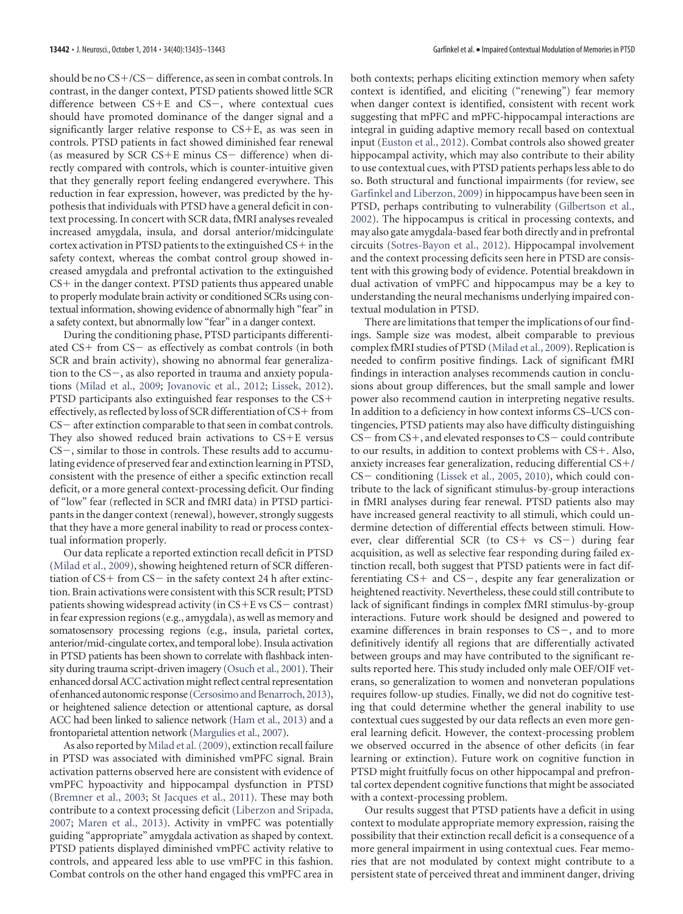should be no CS+/CS− difference, as seen in combat controls. In contrast, in the danger context, PTSD patients showed little SCR difference between CS+E and CS−, where contextual cues should have promoted dominance of the danger signal and a significantly larger relative response to CS+E, as was seen in controls. PTSD patients in fact showed diminished fear renewal (as measured by SCR CS+E minus CS− difference) when directly compared with controls, which is counter-intuitive given that they generally report feeling endangered everywhere. This reduction in fear expression, however, was predicted by the hypothesis that individuals with PTSD have a general deficit in context processing. In concert with SCR data, fMRI analyses revealed increased amygdala, insula, and dorsal anterior/midcingulate cortex activation in PTSD patients to the extinguished CS+ in the safety context, whereas the combat control group showed increased amygdala and prefrontal activation to the extinguished CS+ in the danger context. PTSD patients thus appeared unable to properly modulate brain activity or conditioned SCRs using contextual information, showing evidence of abnormally high "fear" in a safety context, but abnormally low "fear" in a danger context.

During the conditioning phase, PTSD participants differentiated CS+ from CS− as effectively as combat controls (in both SCR and brain activity), showing no abnormal fear generalization to the CS−, as also reported in trauma and anxiety populations (Milad et al., 2009; Jovanovic et al., 2012; Lissek, 2012). PTSD participants also extinguished fear responses to the CS+ effectively, as reflected by loss of SCR differentiation of CS+ from CS− after extinction comparable to that seen in combat controls. They also showed reduced brain activations to CS+E versus CS−, similar to those in controls. These results add to accumulating evidence of preserved fear and extinction learning in PTSD, consistent with the presence of either a specific extinction recall deficit, or a more general context-processing deficit. Our finding of "low" fear (reflected in SCR and fMRI data) in PTSD participants in the danger context (renewal), however, strongly suggests that they have a more general inability to read or process contextual information properly.

Our data replicate a reported extinction recall deficit in PTSD (Milad et al., 2009), showing heightened return of SCR differentiation of CS+ from CS− in the safety context 24 h after extinction. Brain activations were consistent with this SCR result; PTSD patients showing widespread activity (in CS+E vs CS− contrast) in fear expression regions (e.g., amygdala), as well as memory and somatosensory processing regions (e.g., insula, parietal cortex, anterior/mid-cingulate cortex, and temporal lobe). Insula activation in PTSD patients has been shown to correlate with flashback intensity during trauma script-driven imagery (Osuch et al., 2001). Their enhanced dorsal ACC activation might reflect central representation of enhanced autonomic response (Cersosimo and Benarroch, 2013), or heightened salience detection or attentional capture, as dorsal ACC had been linked to salience network (Ham et al., 2013) and a frontoparietal attention network (Margulies et al., 2007).

As also reported by Milad et al. (2009), extinction recall failure in PTSD was associated with diminished vmPFC signal. Brain activation patterns observed here are consistent with evidence of vmPFC hypoactivity and hippocampal dysfunction in PTSD (Bremner et al., 2003; St Jacques et al., 2011). These may both contribute to a context processing deficit (Liberzon and Sripada, 2007; Maren et al., 2013). Activity in vmPFC was potentially guiding "appropriate" amygdala activation as shaped by context. PTSD patients displayed diminished vmPFC activity relative to controls, and appeared less able to use vmPFC in this fashion. Combat controls on the other hand engaged this vmPFC area in both contexts; perhaps eliciting extinction memory when safety context is identified, and eliciting ("renewing") fear memory when danger context is identified, consistent with recent work suggesting that mPFC and mPFC-hippocampal interactions are integral in guiding adaptive memory recall based on contextual input (Euston et al., 2012). Combat controls also showed greater hippocampal activity, which may also contribute to their ability to use contextual cues, with PTSD patients perhaps less able to do so. Both structural and functional impairments (for review, see Garfinkel and Liberzon, 2009) in hippocampus have been seen in PTSD, perhaps contributing to vulnerability (Gilbertson et al., 2002). The hippocampus is critical in processing contexts, and may also gate amygdala-based fear both directly and in prefrontal circuits (Sotres-Bayon et al., 2012). Hippocampal involvement and the context processing deficits seen here in PTSD are consistent with this growing body of evidence. Potential breakdown in dual activation of vmPFC and hippocampus may be a key to understanding the neural mechanisms underlying impaired contextual modulation in PTSD.

There are limitations that temper the implications of our findings. Sample size was modest, albeit comparable to previous complex fMRI studies of PTSD (Milad et al., 2009). Replication is needed to confirm positive findings. Lack of significant fMRI findings in interaction analyses recommends caution in conclusions about group differences, but the small sample and lower power also recommend caution in interpreting negative results. In addition to a deficiency in how context informs CS–UCS contingencies, PTSD patients may also have difficulty distinguishing CS− from CS+, and elevated responses to CS− could contribute to our results, in addition to context problems with CS+. Also, anxiety increases fear generalization, reducing differential CS+/CS− conditioning (Lissek et al., 2005, 2010), which could contribute to the lack of significant stimulus-by-group interactions in fMRI analyses during fear renewal. PTSD patients also may have increased general reactivity to all stimuli, which could undermine detection of differential effects between stimuli. However, clear differential SCR (to CS+ vs CS−) during fear acquisition, as well as selective fear responding during failed extinction recall, both suggest that PTSD patients were in fact differentiating CS+ and CS−, despite any fear generalization or heightened reactivity. Nevertheless, these could still contribute to lack of significant findings in complex fMRI stimulus-by-group interactions. Future work should be designed and powered to examine differences in brain responses to CS−, and to more definitively identify all regions that are differentially activated between groups and may have contributed to the significant results reported here. This study included only male OEF/OIF veterans, so generalization to women and nonveteran populations requires follow-up studies. Finally, we did not do cognitive testing that could determine whether the general inability to use contextual cues suggested by our data reflects an even more general learning deficit. However, the context-processing problem we observed occurred in the absence of other deficits (in fear learning or extinction). Future work on cognitive function in PTSD might fruitfully focus on other hippocampal and prefrontal cortex dependent cognitive functions that might be associated with a context-processing problem.

Our results suggest that PTSD patients have a deficit in using context to modulate appropriate memory expression, raising the possibility that their extinction recall deficit is a consequence of a more general impairment in using contextual cues. Fear memories that are not modulated by context might contribute to a persistent state of perceived threat and imminent danger, driving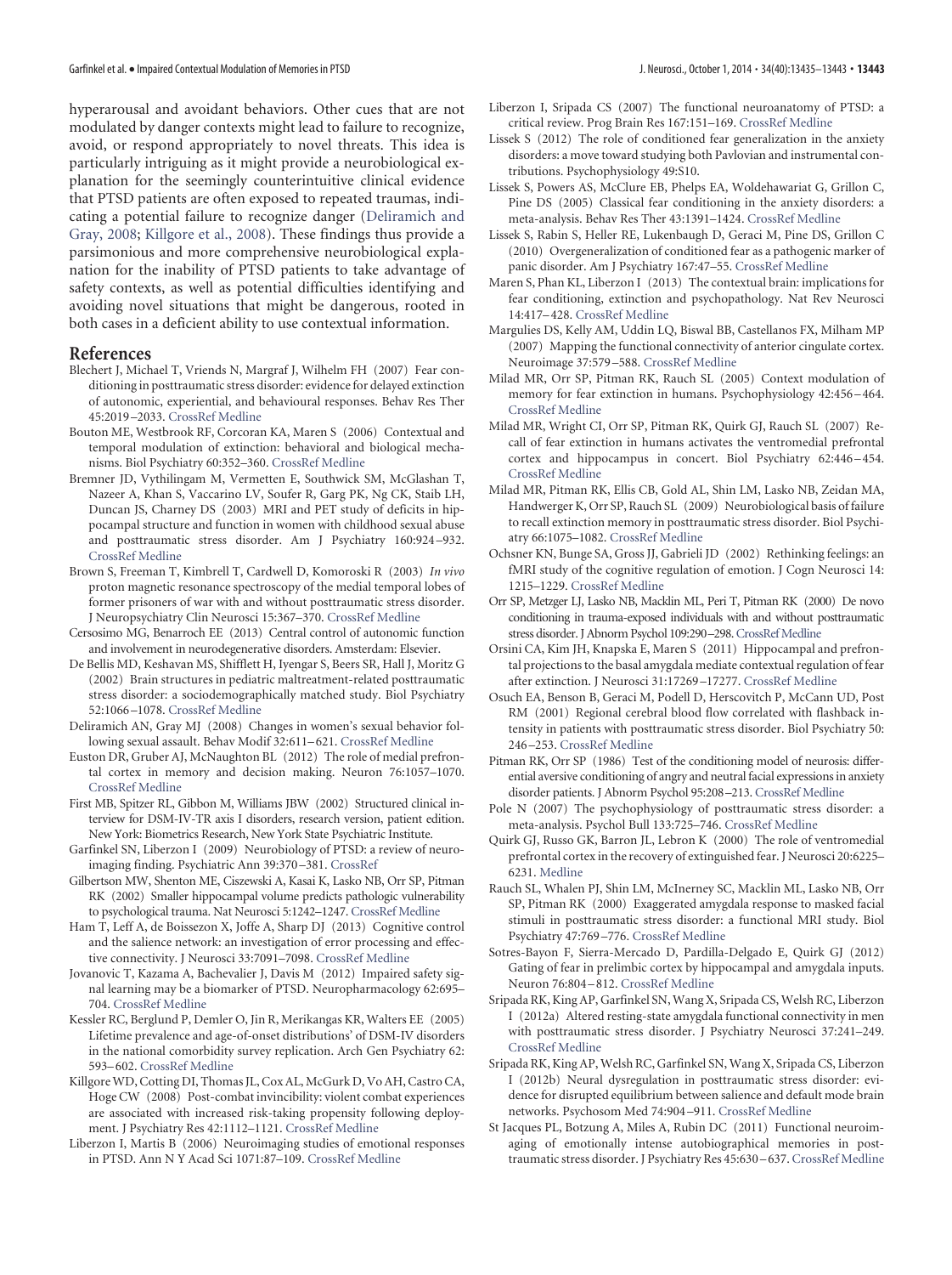hyperarousal and avoidant behaviors. Other cues that are not modulated by danger contexts might lead to failure to recognize, avoid, or respond appropriately to novel threats. This idea is particularly intriguing as it might provide a neurobiological explanation for the seemingly counterintuitive clinical evidence that PTSD patients are often exposed to repeated traumas, indicating a potential failure to recognize danger (Deliramich and Gray, 2008; Killgore et al., 2008). These findings thus provide a parsimonious and more comprehensive neurobiological explanation for the inability of PTSD patients to take advantage of safety contexts, as well as potential difficulties identifying and avoiding novel situations that might be dangerous, rooted in both cases in a deficient ability to use contextual information.

## References

Blechert J, Michael T, Vriends N, Margraf J, Wilhelm FH (2007) Fear conditioning in posttraumatic stress disorder: evidence for delayed extinction of autonomic, experiential, and behavioural responses. Behav Res Ther 45:2019–2033. CrossRef Medline

Bouton ME, Westbrook RF, Corcoran KA, Maren S (2006) Contextual and temporal modulation of extinction: behavioral and biological mechanisms. Biol Psychiatry 60:352–360. CrossRef Medline

Bremner JD, Vythilingam M, Vermetten E, Southwick SM, McGlashan T, Nazeer A, Khan S, Vaccarino LV, Soufer R, Garg PK, Ng CK, Staib LH, Duncan JS, Charney DS (2003) MRI and PET study of deficits in hippocampal structure and function in women with childhood sexual abuse and posttraumatic stress disorder. Am J Psychiatry 160:924–932. CrossRef Medline

Brown S, Freeman T, Kimbrell T, Cardwell D, Komoroski R (2003) *In vivo* proton magnetic resonance spectroscopy of the medial temporal lobes of former prisoners of war with and without posttraumatic stress disorder. J Neuropsychiatry Clin Neurosci 15:367–370. CrossRef Medline

Cersosimo MG, Benarroch EE (2013) Central control of autonomic function and involvement in neurodegenerative disorders. Amsterdam: Elsevier.

De Bellis MD, Keshavan MS, Shifflett H, Iyengar S, Beers SR, Hall J, Moritz G (2002) Brain structures in pediatric maltreatment-related posttraumatic stress disorder: a sociodemographically matched study. Biol Psychiatry 52:1066–1078. CrossRef Medline

Deliramich AN, Gray MJ (2008) Changes in women's sexual behavior following sexual assault. Behav Modif 32:611–621. CrossRef Medline

Euston DR, Gruber AJ, McNaughton BL (2012) The role of medial prefrontal cortex in memory and decision making. Neuron 76:1057–1070. CrossRef Medline

First MB, Spitzer RL, Gibbon M, Williams JBW (2002) Structured clinical interview for DSM-IV-TR axis I disorders, research version, patient edition. New York: Biometrics Research, New York State Psychiatric Institute.

Garfinkel SN, Liberzon I (2009) Neurobiology of PTSD: a review of neuroimaging finding. Psychiatric Ann 39:370–381. CrossRef

Gilbertson MW, Shenton ME, Ciszewski A, Kasai K, Lasko NB, Orr SP, Pitman RK (2002) Smaller hippocampal volume predicts pathologic vulnerability to psychological trauma. Nat Neurosci 5:1242–1247. CrossRef Medline

Ham T, Leff A, de Boissezon X, Joffe A, Sharp DJ (2013) Cognitive control and the salience network: an investigation of error processing and effective connectivity. J Neurosci 33:7091–7098. CrossRef Medline

Jovanovic T, Kazama A, Bachevalier J, Davis M (2012) Impaired safety signal learning may be a biomarker of PTSD. Neuropharmacology 62:695–704. CrossRef Medline

Kessler RC, Berglund P, Demler O, Jin R, Merikangas KR, Walters EE (2005) Lifetime prevalence and age-of-onset distributions' of DSM-IV disorders in the national comorbidity survey replication. Arch Gen Psychiatry 62: 593–602. CrossRef Medline

Killgore WD, Cotting DI, Thomas JL, Cox AL, McGurk D, Vo AH, Castro CA, Hoge CW (2008) Post-combat invincibility: violent combat experiences are associated with increased risk-taking propensity following deployment. J Psychiatry Res 42:1112–1121. CrossRef Medline

Liberzon I, Martis B (2006) Neuroimaging studies of emotional responses in PTSD. Ann N Y Acad Sci 1071:87–109. CrossRef Medline

Liberzon I, Sripada CS (2007) The functional neuroanatomy of PTSD: a critical review. Prog Brain Res 167:151–169. CrossRef Medline

Lissek S (2012) The role of conditioned fear generalization in the anxiety disorders: a move toward studying both Pavlovian and instrumental contributions. Psychophysiology 49:S10.

Lissek S, Powers AS, McClure EB, Phelps EA, Woldehawariat G, Grillon C, Pine DS (2005) Classical fear conditioning in the anxiety disorders: a meta-analysis. Behav Res Ther 43:1391–1424. CrossRef Medline

Lissek S, Rabin S, Heller RE, Lukenbaugh D, Geraci M, Pine DS, Grillon C (2010) Overgeneralization of conditioned fear as a pathogenic marker of panic disorder. Am J Psychiatry 167:47–55. CrossRef Medline

Maren S, Phan KL, Liberzon I (2013) The contextual brain: implications for fear conditioning, extinction and psychopathology. Nat Rev Neurosci 14:417–428. CrossRef Medline

Margulies DS, Kelly AM, Uddin LQ, Biswal BB, Castellanos FX, Milham MP (2007) Mapping the functional connectivity of anterior cingulate cortex. Neuroimage 37:579–588. CrossRef Medline

Milad MR, Orr SP, Pitman RK, Rauch SL (2005) Context modulation of memory for fear extinction in humans. Psychophysiology 42:456–464. CrossRef Medline

Milad MR, Wright CI, Orr SP, Pitman RK, Quirk GJ, Rauch SL (2007) Recall of fear extinction in humans activates the ventromedial prefrontal cortex and hippocampus in concert. Biol Psychiatry 62:446–454. CrossRef Medline

Milad MR, Pitman RK, Ellis CB, Gold AL, Shin LM, Lasko NB, Zeidan MA, Handwerger K, Orr SP, Rauch SL (2009) Neurobiological basis of failure to recall extinction memory in posttraumatic stress disorder. Biol Psychiatry 66:1075–1082. CrossRef Medline

Ochsner KN, Bunge SA, Gross JJ, Gabrieli JD (2002) Rethinking feelings: an fMRI study of the cognitive regulation of emotion. J Cogn Neurosci 14: 1215–1229. CrossRef Medline

Orr SP, Metzger LJ, Lasko NB, Macklin ML, Peri T, Pitman RK (2000) De novo conditioning in trauma-exposed individuals with and without posttraumatic stress disorder. J Abnorm Psychol 109:290–298. CrossRef Medline

Orsini CA, Kim JH, Knapska E, Maren S (2011) Hippocampal and prefrontal projections to the basal amygdala mediate contextual regulation of fear after extinction. J Neurosci 31:17269–17277. CrossRef Medline

Osuch EA, Benson B, Geraci M, Podell D, Herscovitch P, McCann UD, Post RM (2001) Regional cerebral blood flow correlated with flashback intensity in patients with posttraumatic stress disorder. Biol Psychiatry 50: 246–253. CrossRef Medline

Pitman RK, Orr SP (1986) Test of the conditioning model of neurosis: differential aversive conditioning of angry and neutral facial expressions in anxiety disorder patients. J Abnorm Psychol 95:208–213. CrossRef Medline

Pole N (2007) The psychophysiology of posttraumatic stress disorder: a meta-analysis. Psychol Bull 133:725–746. CrossRef Medline

Quirk GJ, Russo GK, Barron JL, Lebron K (2000) The role of ventromedial prefrontal cortex in the recovery of extinguished fear. J Neurosci 20:6225–6231. Medline

Rauch SL, Whalen PJ, Shin LM, McInerney SC, Macklin ML, Lasko NB, Orr SP, Pitman RK (2000) Exaggerated amygdala response to masked facial stimuli in posttraumatic stress disorder: a functional MRI study. Biol Psychiatry 47:769–776. CrossRef Medline

Sotres-Bayon F, Sierra-Mercado D, Pardilla-Delgado E, Quirk GJ (2012) Gating of fear in prelimbic cortex by hippocampal and amygdala inputs. Neuron 76:804–812. CrossRef Medline

Sripada RK, King AP, Garfinkel SN, Wang X, Sripada CS, Welsh RC, Liberzon I (2012a) Altered resting-state amygdala functional connectivity in men with posttraumatic stress disorder. J Psychiatry Neurosci 37:241–249. CrossRef Medline

Sripada RK, King AP, Welsh RC, Garfinkel SN, Wang X, Sripada CS, Liberzon I (2012b) Neural dysregulation in posttraumatic stress disorder: evidence for disrupted equilibrium between salience and default mode brain networks. Psychosom Med 74:904–911. CrossRef Medline

St Jacques PL, Botzung A, Miles A, Rubin DC (2011) Functional neuroimaging of emotionally intense autobiographical memories in posttraumatic stress disorder. J Psychiatry Res 45:630–637. CrossRef Medline